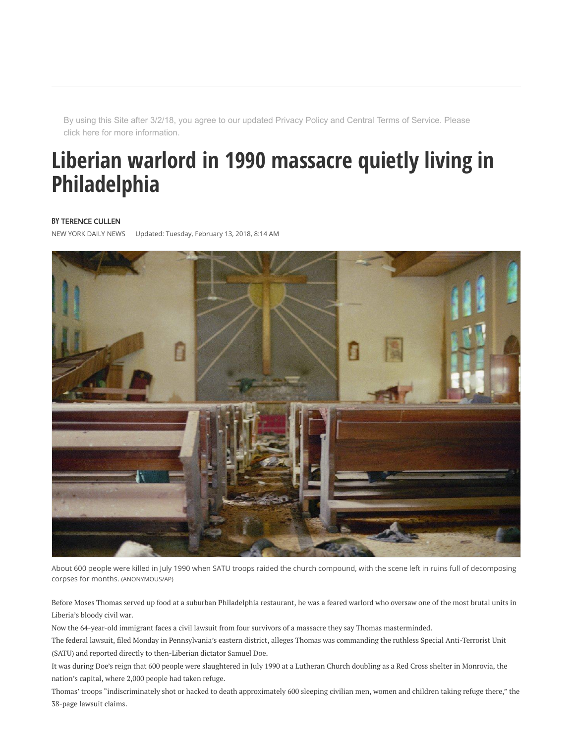By using this Site after 3/2/18, you agree to our updated Privacy Policy and Central Terms of Service. Please click here for more information.

# Liberian warlord in 1990 massacre quietly living in Philadelphia

BY TERENCE CULLEN

NEW YORK DAILY NEWS Updated: Tuesday, February 13, 2018, 8:14 AM

About 600 people were killed in July 1990 when SATU troops raided the church compound, with the scene left in ruins full of decomposing corpses for months. (ANONYMOUS/AP)

Before Moses Thomas served up food at a suburban Philadelphia restaurant, he was a feared warlord who oversaw one of the most brutal units in Liberia's bloody civil war.

Now the 64-year-old immigrant faces a civil lawsuit from four survivors of a massacre they say Thomas masterminded.

The federal lawsuit, filed Monday in Pennsylvania's eastern district, alleges Thomas was commanding the ruthless Special Anti-Terrorist Unit (SATU) and reported directly to then-Liberian dictator Samuel Doe.

It was during Doe's reign that 600 people were slaughtered in July 1990 at a Lutheran Church doubling as a Red Cross shelter in Monrovia, the nation's capital, where 2,000 people had taken refuge.

Thomas' troops "indiscriminately shot or hacked to death approximately 600 sleeping civilian men, women and children taking refuge there," the 38-page lawsuit claims.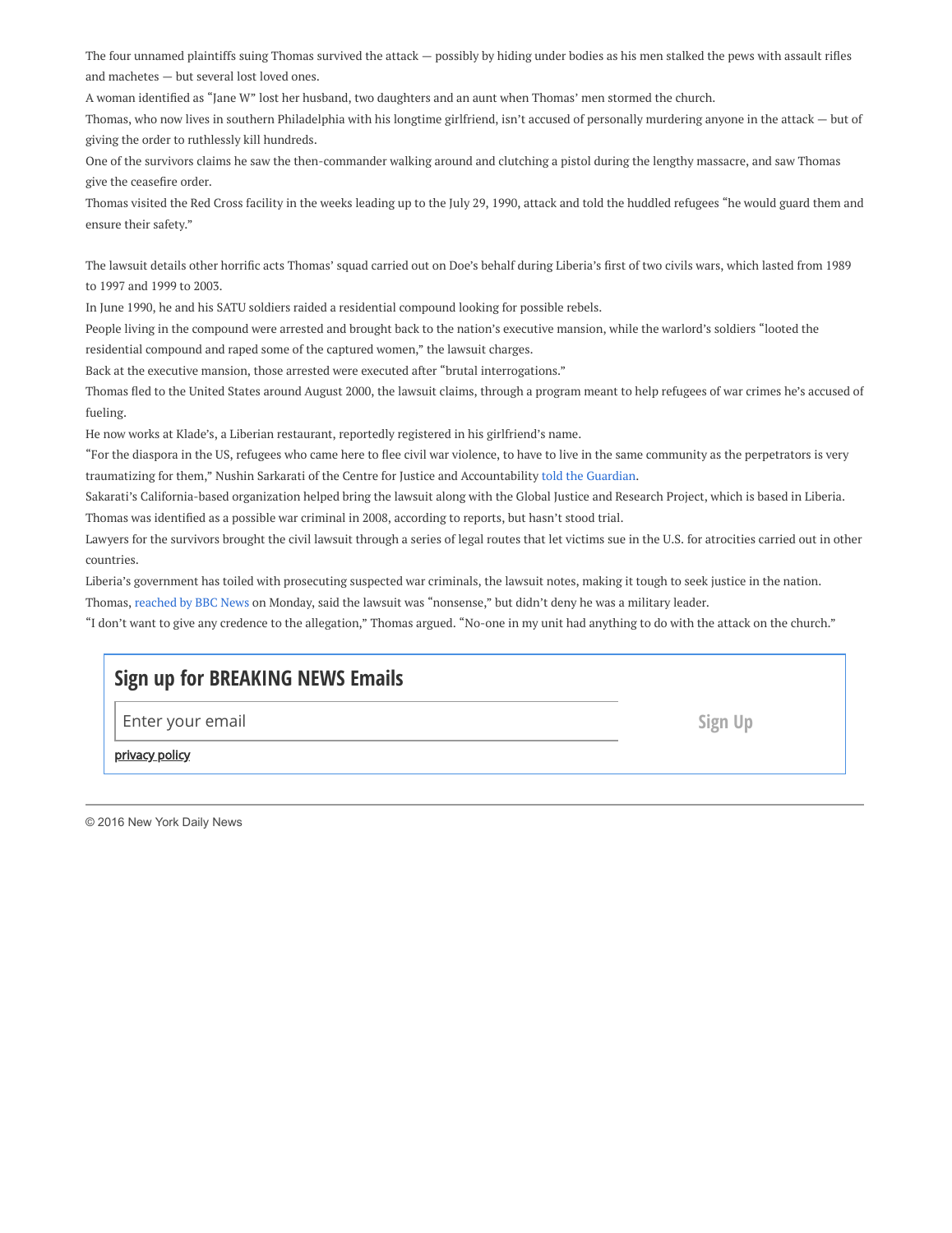The four unnamed plaintiffs suing Thomas survived the attack — possibly by hiding under bodies as his men stalked the pews with assault rifles and machetes — but several lost loved ones.

A woman identified as "Jane W" lost her husband, two daughters and an aunt when Thomas' men stormed the church.

Thomas, who now lives in southern Philadelphia with his longtime girlfriend, isn't accused of personally murdering anyone in the attack — but of giving the order to ruthlessly kill hundreds.

One of the survivors claims he saw the then-commander walking around and clutching a pistol during the lengthy massacre, and saw Thomas give the ceasefire order.

Thomas visited the Red Cross facility in the weeks leading up to the July 29, 1990, attack and told the huddled refugees "he would guard them and ensure their safety."

The lawsuit details other horrific acts Thomas' squad carried out on Doe's behalf during Liberia's first of two civils wars, which lasted from 1989 to 1997 and 1999 to 2003.

In June 1990, he and his SATU soldiers raided a residential compound looking for possible rebels.

People living in the compound were arrested and brought back to the nation's executive mansion, while the warlord's soldiers "looted the residential compound and raped some of the captured women," the lawsuit charges.

Back at the executive mansion, those arrested were executed after "brutal interrogations."

Thomas fled to the United States around August 2000, the lawsuit claims, through a program meant to help refugees of war crimes he's accused of fueling.

He now works at Klade's, a Liberian restaurant, reportedly registered in his girlfriend's name.

"For the diaspora in the US, refugees who came here to flee civil war violence, to have to live in the same community as the perpetrators is very traumatizing for them," Nushin Sarkarati of the Centre for Justice and Accountability told the Guardian.

Sakarati's California-based organization helped bring the lawsuit along with the Global Justice and Research Project, which is based in Liberia.

Thomas was identified as a possible war criminal in 2008, according to reports, but hasn't stood trial.

Lawyers for the survivors brought the civil lawsuit through a series of legal routes that let victims sue in the U.S. for atrocities carried out in other countries.

Liberia's government has toiled with prosecuting suspected war criminals, the lawsuit notes, making it tough to seek justice in the nation.

Thomas, reached by BBC News on Monday, said the lawsuit was "nonsense," but didn't deny he was a military leader.

"I don't want to give any credence to the allegation," Thomas argued. "No-one in my unit had anything to do with the attack on the church."

## Sign up for BREAKING NEWS Emails

Enter your email

Sign Up

privacy policy

© 2016 New York Daily News